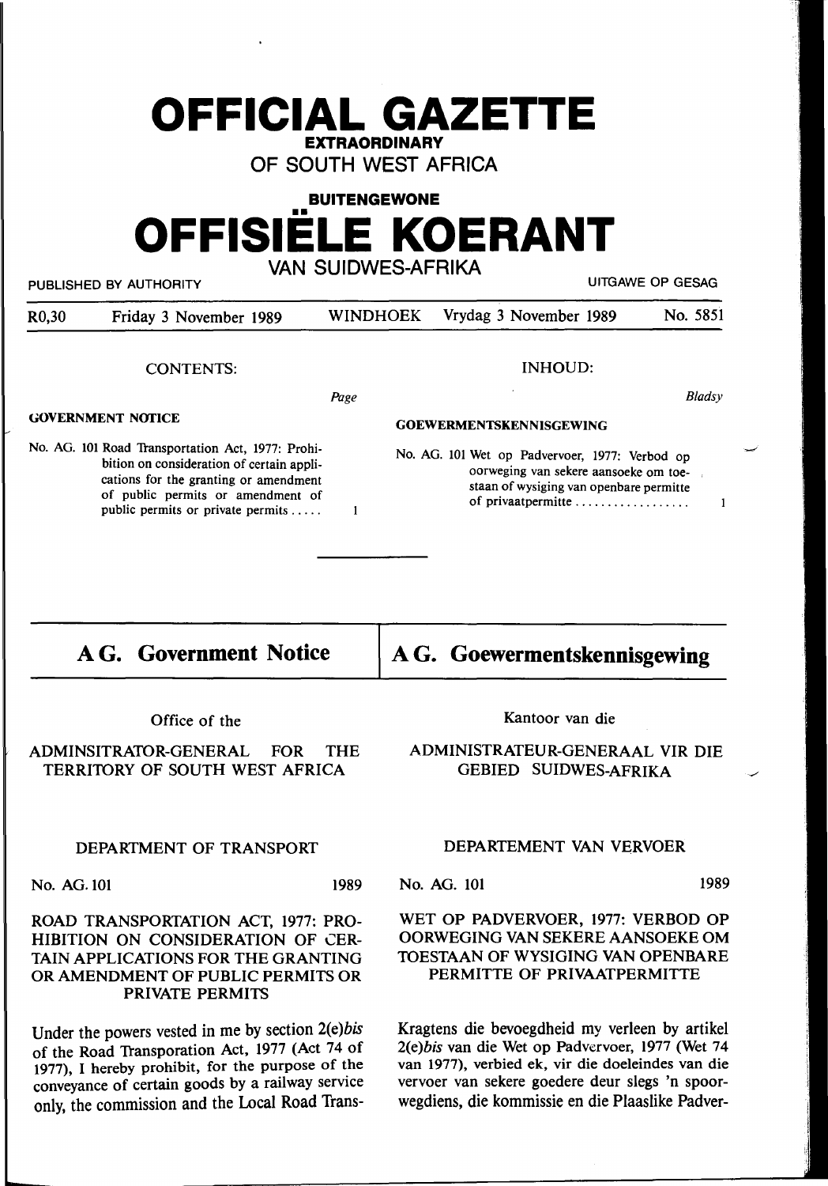# OFFICIAL GAZETTE

**EXTRAORDINARY**

OF SOUTH WEST AFRICA

**BUITENGEWONE**

# OFFISIËLE KOERANT

VAN SUIDWES-AFRIKA

PUBLISHED BY AUTHORITY — UITGAWE OP GESAG

R0,30 — Friday 3 November 1989 — WINDHOEK — Vrydag 3 November 1989 — No. 5851

CONTENTS:

*Page*

**GOVERNMENT NOTICE**

No. AG. 101 Road Transportation Act, 1977: Prohibition on consideration of certain applications for the granting or amendment of public permits or amendment of public permits or private permits ..... 1

INHOUD:

*Bladsy*

**GOEWERMENTSKENNISGEWING**

No. AG. 101 Wet op Padvervoer, 1977: Verbod op oorweging van sekere aansoeke om toestaan of wysiging van openbare permitte of privaatpermitte .................. 1

---

## A G. Government Notice

Office of the

ADMINSITRATOR-GENERAL FOR THE TERRITORY OF SOUTH WEST AFRICA

DEPARTMENT OF TRANSPORT

No. AG. 101 — 1989

ROAD TRANSPORTATION ACT, 1977: PROHIBITION ON CONSIDERATION OF CERTAIN APPLICATIONS FOR THE GRANTING OR AMENDMENT OF PUBLIC PERMITS OR PRIVATE PERMITS

Under the powers vested in me by section 2(e)*bis* of the Road Transporation Act, 1977 (Act 74 of 1977), I hereby prohibit, for the purpose of the conveyance of certain goods by a railway service only, the commission and the Local Road Trans-

## A G. Goewermentskennisgewing

Kantoor van die

ADMINISTRATEUR-GENERAAL VIR DIE GEBIED SUIDWES-AFRIKA

DEPARTEMENT VAN VERVOER

No. AG. 101 — 1989

WET OP PADVERVOER, 1977: VERBOD OP OORWEGING VAN SEKERE AANSOEKE OM TOESTAAN OF WYSIGING VAN OPENBARE PERMITTE OF PRIVAATPERMITTE

Kragtens die bevoegdheid my verleen by artikel 2(e)*bis* van die Wet op Padvervoer, 1977 (Wet 74 van 1977), verbied ek, vir die doeleindes van die vervoer van sekere goedere deur slegs 'n spoorwegdiens, die kommissie en die Plaaslike Padver-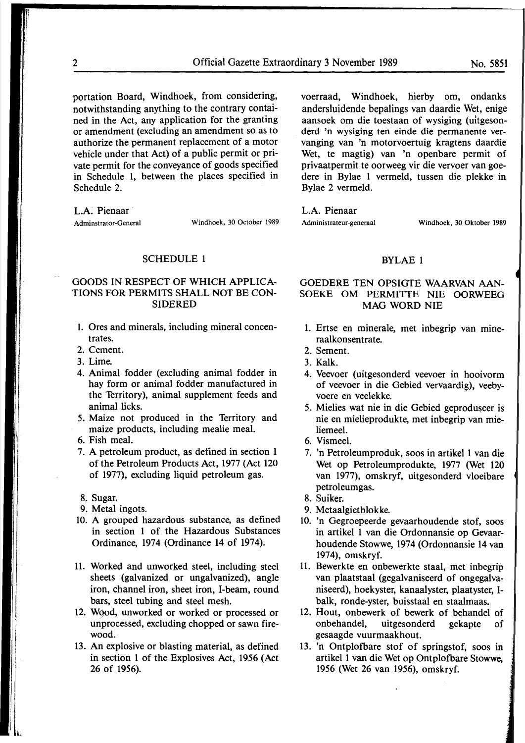portation Board, Windhoek, from considering, notwithstanding anything to the contrary contained in the Act, any application for the granting or amendment (excluding an amendment so as to authorize the permanent replacement of a motor vehicle under that Act) of a public permit or private permit for the conveyance of goods specified in Schedule 1, between the places specified in Schedule 2.

L.A. Pienaar
Adminstrator-General — Windhoek, 30 October 1989

## SCHEDULE 1

### GOODS IN RESPECT OF WHICH APPLICATIONS FOR PERMITS SHALL NOT BE CONSIDERED

1. Ores and minerals, including mineral concentrates.
2. Cement.
3. Lime.
4. Animal fodder (excluding animal fodder in hay form or animal fodder manufactured in the Territory), animal supplement feeds and animal licks.
5. Maize not produced in the Territory and maize products, including mealie meal.
6. Fish meal.
7. A petroleum product, as defined in section 1 of the Petroleum Products Act, 1977 (Act 120 of 1977), excluding liquid petroleum gas.
8. Sugar.
9. Metal ingots.
10. A grouped hazardous substance, as defined in section 1 of the Hazardous Substances Ordinance, 1974 (Ordinance 14 of 1974).
11. Worked and unworked steel, including steel sheets (galvanized or ungalvanized), angle iron, channel iron, sheet iron, I-beam, round bars, steel tubing and steel mesh.
12. Wood, unworked or worked or processed or unprocessed, excluding chopped or sawn firewood.
13. An explosive or blasting material, as defined in section 1 of the Explosives Act, 1956 (Act 26 of 1956).

voerraad, Windhoek, hierby om, ondanks andersluidende bepalings van daardie Wet, enige aansoek om die toestaan of wysiging (uitgesonderd 'n wysiging ten einde die permanente vervanging van 'n motorvoertuig kragtens daardie Wet, te magtig) van 'n openbare permit of privaatpermit te oorweeg vir die vervoer van goedere in Bylae 1 vermeld, tussen die plekke in Bylae 2 vermeld.

L.A. Pienaar
Administrateur-generaal — Windhoek, 30 Oktober 1989

## BYLAE 1

### GOEDERE TEN OPSIGTE WAARVAN AANSOEKE OM PERMITTE NIE OORWEEG MAG WORD NIE

1. Ertse en minerale, met inbegrip van mineraalkonsentrate.
2. Sement.
3. Kalk.
4. Veevoer (uitgesonderd veevoer in hooivorm of veevoer in die Gebied vervaardig), veebyvoere en veelekke.
5. Mielies wat nie in die Gebied geproduseer is nie en mielieprodukte, met inbegrip van mieliemeel.
6. Vismeel.
7. 'n Petroleumproduk, soos in artikel 1 van die Wet op Petroleumprodukte, 1977 (Wet 120 van 1977), omskryf, uitgesonderd vloeibare petroleumgas.
8. Suiker.
9. Metaalgietblokke.
10. 'n Gegroepeerde gevaarhoudende stof, soos in artikel 1 van die Ordonnansie op Gevaarhoudende Stowwe, 1974 (Ordonnansie 14 van 1974), omskryf.
11. Bewerkte en onbewerkte staal, met inbegrip van plaatstaal (gegalvaniseerd of ongegalvaniseerd), hoekyster, kanaalyster, plaatyster, I-balk, ronde-yster, buisstaal en staalmaas.
12. Hout, onbewerk of bewerk of behandel of onbehandel, uitgesonderd gekapte of gesaagde vuurmaakhout.
13. 'n Ontplofbare stof of springstof, soos in artikel 1 van die Wet op Ontplofbare Stowwe, 1956 (Wet 26 van 1956), omskryf.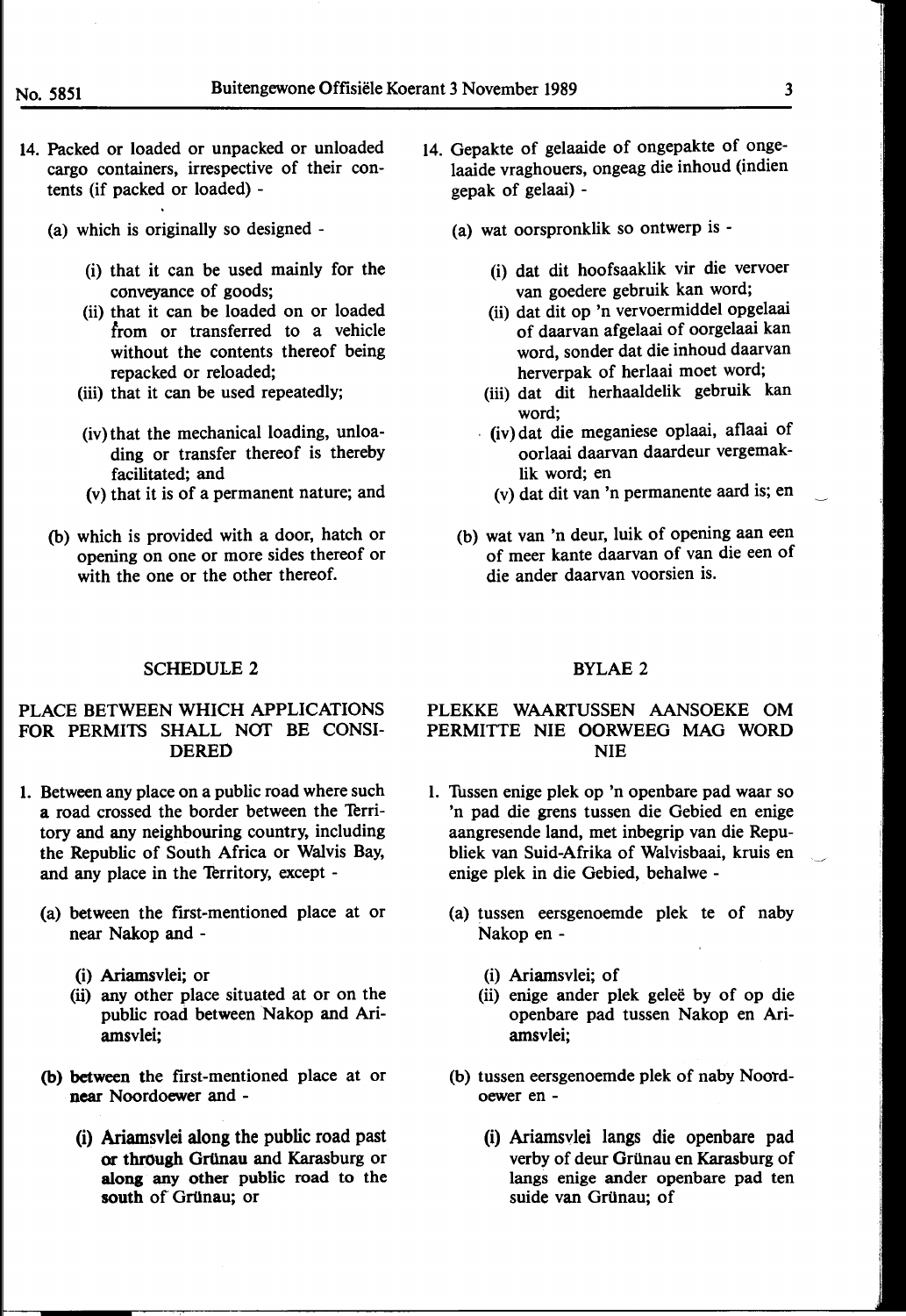14. Packed or loaded or unpacked or unloaded cargo containers, irrespective of their contents (if packed or loaded) -

    (a) which is originally so designed -

    (i) that it can be used mainly for the conveyance of goods;
    (ii) that it can be loaded on or loaded from or transferred to a vehicle without the contents thereof being repacked or reloaded;
    (iii) that it can be used repeatedly;
    (iv) that the mechanical loading, unloading or transfer thereof is thereby facilitated; and
    (v) that it is of a permanent nature; and

    (b) which is provided with a door, hatch or opening on one or more sides thereof or with the one or the other thereof.

14. Gepakte of gelaaide of ongepakte of ongelaaide vraghouers, ongeag die inhoud (indien gepak of gelaai) -

    (a) wat oorspronklik so ontwerp is -

    (i) dat dit hoofsaaklik vir die vervoer van goedere gebruik kan word;
    (ii) dat dit op 'n vervoermiddel opgelaai of daarvan afgelaai of oorgelaai kan word, sonder dat die inhoud daarvan herverpak of herlaai moet word;
    (iii) dat dit herhaaldelik gebruik kan word;
    (iv) dat die meganiese oplaai, aflaai of oorlaai daarvan daardeur vergemaklik word; en
    (v) dat dit van 'n permanente aard is; en

    (b) wat van 'n deur, luik of opening aan een of meer kante daarvan of van die een of die ander daarvan voorsien is.

## SCHEDULE 2

### PLACE BETWEEN WHICH APPLICATIONS FOR PERMITS SHALL NOT BE CONSIDERED

1. Between any place on a public road where such a road crossed the border between the Territory and any neighbouring country, including the Republic of South Africa or Walvis Bay, and any place in the Territory, except -

    (a) between the first-mentioned place at or near Nakop and -

    (i) Ariamsvlei; or
    (ii) any other place situated at or on the public road between Nakop and Ariamsvlei;

    (b) between the first-mentioned place at or near Noordoewer and -

    (i) Ariamsvlei along the public road past or through Grünau and Karasburg or along any other public road to the south of Grünau; or

## BYLAE 2

### PLEKKE WAARTUSSEN AANSOEKE OM PERMITTE NIE OORWEEG MAG WORD NIE

1. Tussen enige plek op 'n openbare pad waar so 'n pad die grens tussen die Gebied en enige aangresende land, met inbegrip van die Republiek van Suid-Afrika of Walvisbaai, kruis en enige plek in die Gebied, behalwe -

    (a) tussen eersgenoemde plek te of naby Nakop en -

    (i) Ariamsvlei; of
    (ii) enige ander plek geleë by of op die openbare pad tussen Nakop en Ariamsvlei;

    (b) tussen eersgenoemde plek of naby Noordoewer en -

    (i) Ariamsvlei langs die openbare pad verby of deur Grünau en Karasburg of langs enige ander openbare pad ten suide van Grünau; of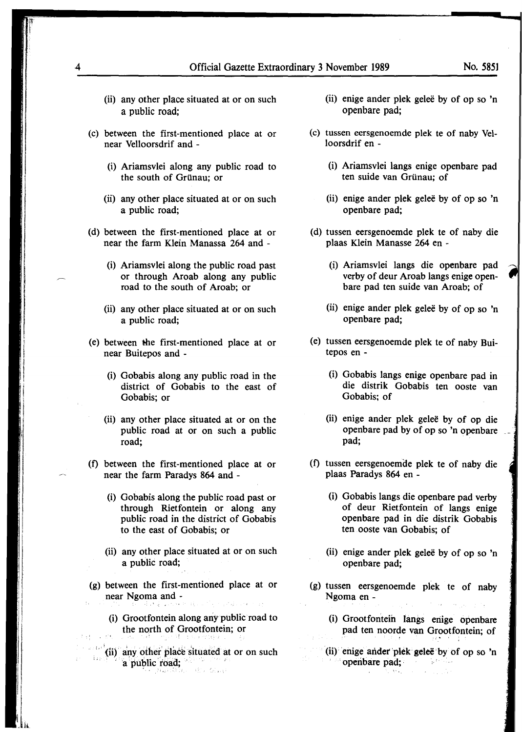(ii) any other place situated at or on such a public road;

(c) between the first-mentioned place at or near Velloorsdrif and -

(i) Ariamsvlei along any public road to the south of Grünau; or

(ii) any other place situated at or on such a public road;

(d) between the first-mentioned place at or near the farm Klein Manassa 264 and -

(i) Ariamsvlei along the public road past or through Aroab along any public road to the south of Aroab; or

(ii) any other place situated at or on such a public road;

(e) between the first-mentioned place at or near Buitepos and -

(i) Gobabis along any public road in the district of Gobabis to the east of Gobabis; or

(ii) any other place situated at or on the public road at or on such a public road;

(f) between the first-mentioned place at or near the farm Paradys 864 and -

(i) Gobabis along the public road past or through Rietfontein or along any public road in the district of Gobabis to the east of Gobabis; or

(ii) any other place situated at or on such a public road;

(g) between the first-mentioned place at or near Ngoma and -

(i) Grootfontein along any public road to the north of Grootfontein; or

(ii) any other place situated at or on such a public road;

(ii) enige ander plek geleë by of op so 'n openbare pad;

(c) tussen eersgenoemde plek te of naby Velloorsdrif en -

(i) Ariamsvlei langs enige openbare pad ten suide van Grünau; of

(ii) enige ander plek geleë by of op so 'n openbare pad;

(d) tussen eersgenoemde plek te of naby die plaas Klein Manasse 264 en -

(i) Ariamsvlei langs die openbare pad verby of deur Aroab langs enige openbare pad ten suide van Aroab; of

(ii) enige ander plek geleë by of op so 'n openbare pad;

(e) tussen eersgenoemde plek te of naby Buitepos en -

(i) Gobabis langs enige openbare pad in die distrik Gobabis ten ooste van Gobabis; of

(ii) enige ander plek geleë by of op die openbare pad by of op so 'n openbare pad;

(f) tussen eersgenoemde plek te of naby die plaas Paradys 864 en -

(i) Gobabis langs die openbare pad verby of deur Rietfontein of langs enige openbare pad in die distrik Gobabis ten ooste van Gobabis; of

(ii) enige ander plek geleë by of op so 'n openbare pad;

(g) tussen eersgenoemde plek te of naby Ngoma en -

(i) Grootfontein langs enige openbare pad ten noorde van Grootfontein; of

(ii) enige ander plek geleë by of op so 'n openbare pad;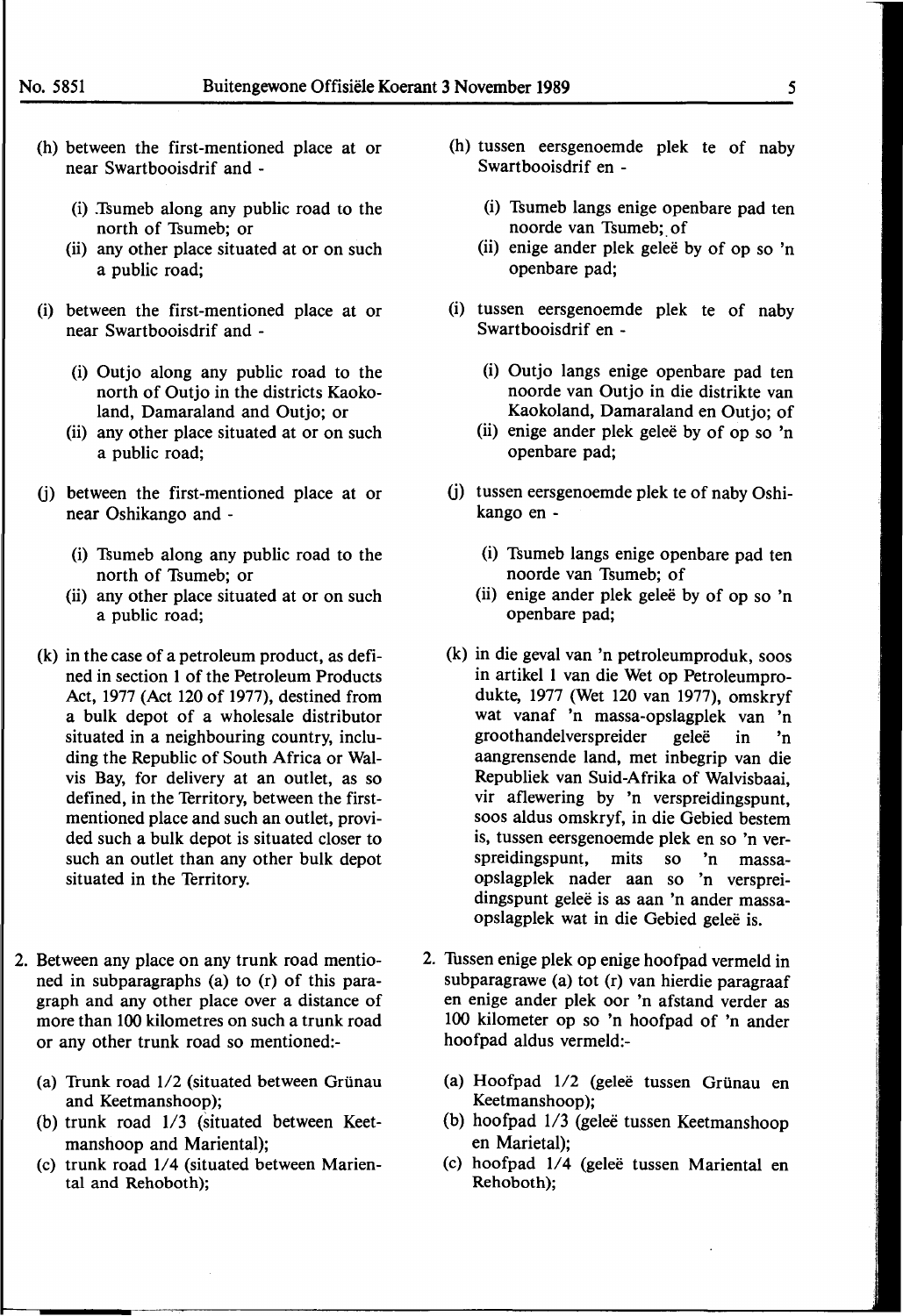(h) between the first-mentioned place at or near Swartbooisdrif and -

(i) Tsumeb along any public road to the north of Tsumeb; or
(ii) any other place situated at or on such a public road;

(i) between the first-mentioned place at or near Swartbooisdrif and -

(i) Outjo along any public road to the north of Outjo in the districts Kaokoland, Damaraland and Outjo; or
(ii) any other place situated at or on such a public road;

(j) between the first-mentioned place at or near Oshikango and -

(i) Tsumeb along any public road to the north of Tsumeb; or
(ii) any other place situated at or on such a public road;

(k) in the case of a petroleum product, as defined in section 1 of the Petroleum Products Act, 1977 (Act 120 of 1977), destined from a bulk depot of a wholesale distributor situated in a neighbouring country, including the Republic of South Africa or Walvis Bay, for delivery at an outlet, as so defined, in the Territory, between the first-mentioned place and such an outlet, provided such a bulk depot is situated closer to such an outlet than any other bulk depot situated in the Territory.

2. Between any place on any trunk road mentioned in subparagraphs (a) to (r) of this paragraph and any other place over a distance of more than 100 kilometres on such a trunk road or any other trunk road so mentioned:-

(a) Trunk road 1/2 (situated between Grünau and Keetmanshoop);
(b) trunk road 1/3 (situated between Keetmanshoop and Mariental);
(c) trunk road 1/4 (situated between Mariental and Rehoboth);

(h) tussen eersgenoemde plek te of naby Swartbooisdrif en -

(i) Tsumeb langs enige openbare pad ten noorde van Tsumeb; of
(ii) enige ander plek geleë by of op so 'n openbare pad;

(i) tussen eersgenoemde plek te of naby Swartbooisdrif en -

(i) Outjo langs enige openbare pad ten noorde van Outjo in die distrikte van Kaokoland, Damaraland en Outjo; of
(ii) enige ander plek geleë by of op so 'n openbare pad;

(j) tussen eersgenoemde plek te of naby Oshikango en -

(i) Tsumeb langs enige openbare pad ten noorde van Tsumeb; of
(ii) enige ander plek geleë by of op so 'n openbare pad;

(k) in die geval van 'n petroleumproduk, soos in artikel 1 van die Wet op Petroleumprodukte, 1977 (Wet 120 van 1977), omskryf wat vanaf 'n massa-opslagplek van 'n groothandelverspreider geleë in 'n aangrensende land, met inbegrip van die Republiek van Suid-Afrika of Walvisbaai, vir aflewering by 'n verspreidingspunt, soos aldus omskryf, in die Gebied bestem is, tussen eersgenoemde plek en so 'n verspreidingspunt, mits so 'n massa-opslagplek nader aan so 'n verspreidingspunt geleë is as aan 'n ander massa-opslagplek wat in die Gebied geleë is.

2. Tussen enige plek op enige hoofpad vermeld in subparagrawe (a) tot (r) van hierdie paragraaf en enige ander plek oor 'n afstand verder as 100 kilometer op so 'n hoofpad of 'n ander hoofpad aldus vermeld:-

(a) Hoofpad 1/2 (geleë tussen Grünau en Keetmanshoop);
(b) hoofpad 1/3 (geleë tussen Keetmanshoop en Marietal);
(c) hoofpad 1/4 (geleë tussen Mariental en Rehoboth);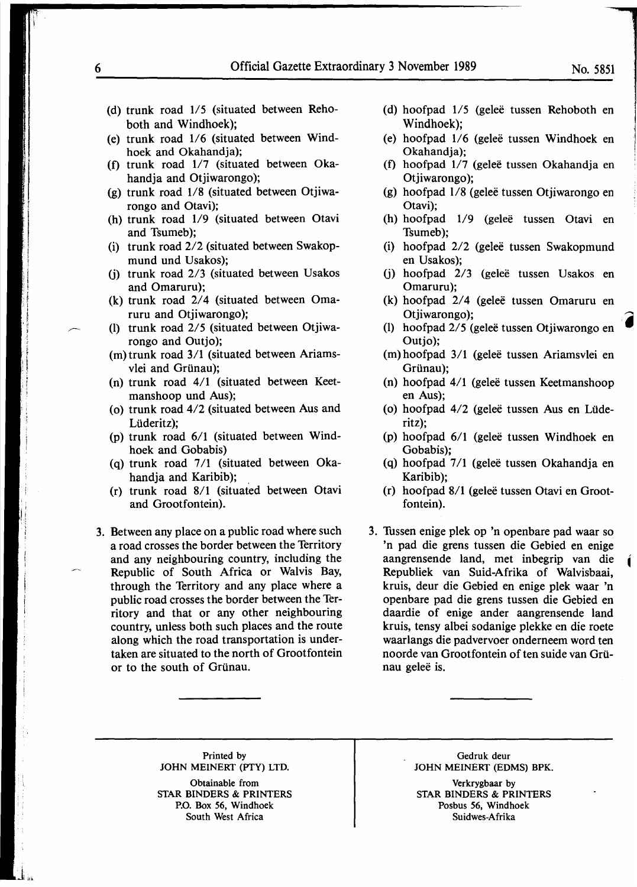(d) trunk road 1/5 (situated between Rehoboth and Windhoek);
(e) trunk road 1/6 (situated between Windhoek and Okahandja);
(f) trunk road 1/7 (situated between Okahandja and Otjiwarongo);
(g) trunk road 1/8 (situated between Otjiwarongo and Otavi);
(h) trunk road 1/9 (situated between Otavi and Tsumeb);
(i) trunk road 2/2 (situated between Swakopmund und Usakos);
(j) trunk road 2/3 (situated between Usakos and Omaruru);
(k) trunk road 2/4 (situated between Omaruru and Otjiwarongo);
(l) trunk road 2/5 (situated between Otjiwarongo and Outjo);
(m) trunk road 3/1 (situated between Ariamsvlei and Grünau);
(n) trunk road 4/1 (situated between Keetmanshoop und Aus);
(o) trunk road 4/2 (situated between Aus and Lüderitz);
(p) trunk road 6/1 (situated between Windhoek and Gobabis)
(q) trunk road 7/1 (situated between Okahandja and Karibib);
(r) trunk road 8/1 (situated between Otavi and Grootfontein).

3. Between any place on a public road where such a road crosses the border between the Territory and any neighbouring country, including the Republic of South Africa or Walvis Bay, through the Territory and any place where a public road crosses the border between the Territory and that or any other neighbouring country, unless both such places and the route along which the road transportation is undertaken are situated to the north of Grootfontein or to the south of Grünau.

(d) hoofpad 1/5 (geleë tussen Rehoboth en Windhoek);
(e) hoofpad 1/6 (geleë tussen Windhoek en Okahandja);
(f) hoofpad 1/7 (geleë tussen Okahandja en Otjiwarongo);
(g) hoofpad 1/8 (geleë tussen Otjiwarongo en Otavi);
(h) hoofpad 1/9 (geleë tussen Otavi en Tsumeb);
(i) hoofpad 2/2 (geleë tussen Swakopmund en Usakos);
(j) hoofpad 2/3 (geleë tussen Usakos en Omaruru);
(k) hoofpad 2/4 (geleë tussen Omaruru en Otjiwarongo);
(l) hoofpad 2/5 (geleë tussen Otjiwarongo en Outjo);
(m) hoofpad 3/1 (geleë tussen Ariamsvlei en Grünau);
(n) hoofpad 4/1 (geleë tussen Keetmanshoop en Aus);
(o) hoofpad 4/2 (geleë tussen Aus en Lüderitz);
(p) hoofpad 6/1 (geleë tussen Windhoek en Gobabis);
(q) hoofpad 7/1 (geleë tussen Okahandja en Karibib);
(r) hoofpad 8/1 (geleë tussen Otavi en Grootfontein).

3. Tussen enige plek op 'n openbare pad waar so 'n pad die grens tussen die Gebied en enige aangrensende land, met inbegrip van die Republiek van Suid-Afrika of Walvisbaai, kruis, deur die Gebied en enige plek waar 'n openbare pad die grens tussen die Gebied en daardie of enige ander aangrensende land kruis, tensy albei sodanige plekke en die roete waarlangs die padvervoer onderneem word ten noorde van Grootfontein of ten suide van Grünau geleë is.

---

Printed by
JOHN MEINERT (PTY) LTD.
Obtainable from
STAR BINDERS & PRINTERS
P.O. Box 56, Windhoek
South West Africa

Gedruk deur
JOHN MEINERT (EDMS) BPK.
Verkrygbaar by
STAR BINDERS & PRINTERS
Posbus 56, Windhoek
Suidwes-Afrika